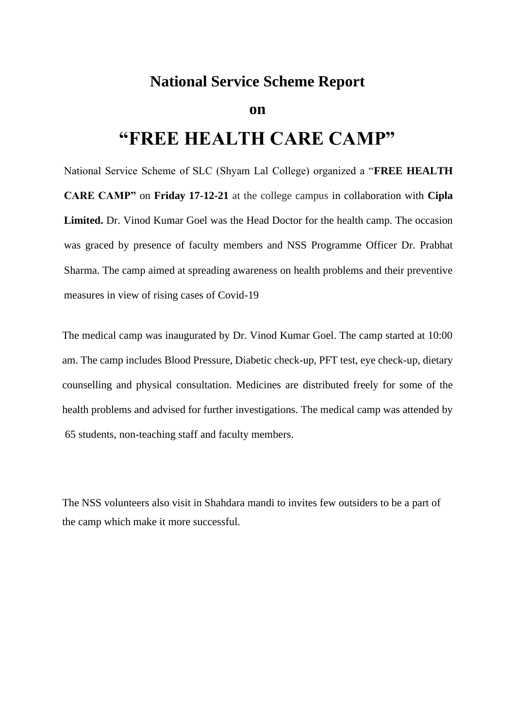# National Service Scheme Report

## on

# "FREE HEALTH CARE CAMP"

National Service Scheme of SLC (Shyam Lal College) organized a "**FREE HEALTH CARE CAMP"** on **Friday 17-12-21** at the college campus in collaboration with **Cipla Limited.** Dr. Vinod Kumar Goel was the Head Doctor for the health camp. The occasion was graced by presence of faculty members and NSS Programme Officer Dr. Prabhat Sharma. The camp aimed at spreading awareness on health problems and their preventive measures in view of rising cases of Covid-19

The medical camp was inaugurated by Dr. Vinod Kumar Goel. The camp started at 10:00 am. The camp includes Blood Pressure, Diabetic check-up, PFT test, eye check-up, dietary counselling and physical consultation. Medicines are distributed freely for some of the health problems and advised for further investigations. The medical camp was attended by 65 students, non-teaching staff and faculty members.

The NSS volunteers also visit in Shahdara mandi to invites few outsiders to be a part of the camp which make it more successful.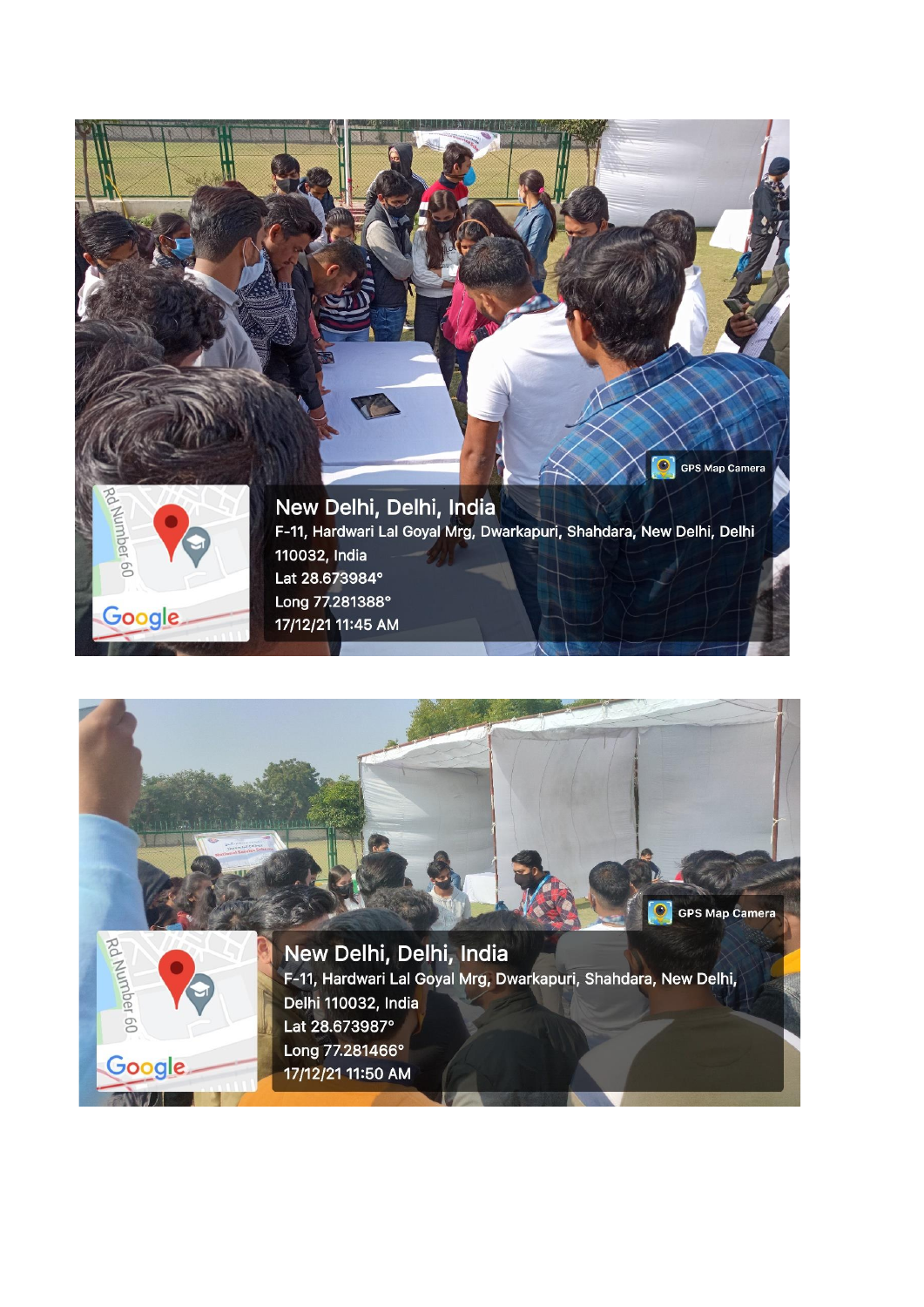GPS Map Camera

New Delhi, Delhi, India

F-11, Hardwari Lal Goyal Mrg, Dwarkapuri, Shahdara, New Delhi, Delhi 110032, India

Lat 28.673984°

Long 77.281388°

17/12/21 11:45 AM

GPS Map Camera

New Delhi, Delhi, India

F-11, Hardwari Lal Goyal Mrg, Dwarkapuri, Shahdara, New Delhi, Delhi 110032, India

Lat 28.673987°

Long 77.281466°

17/12/21 11:50 AM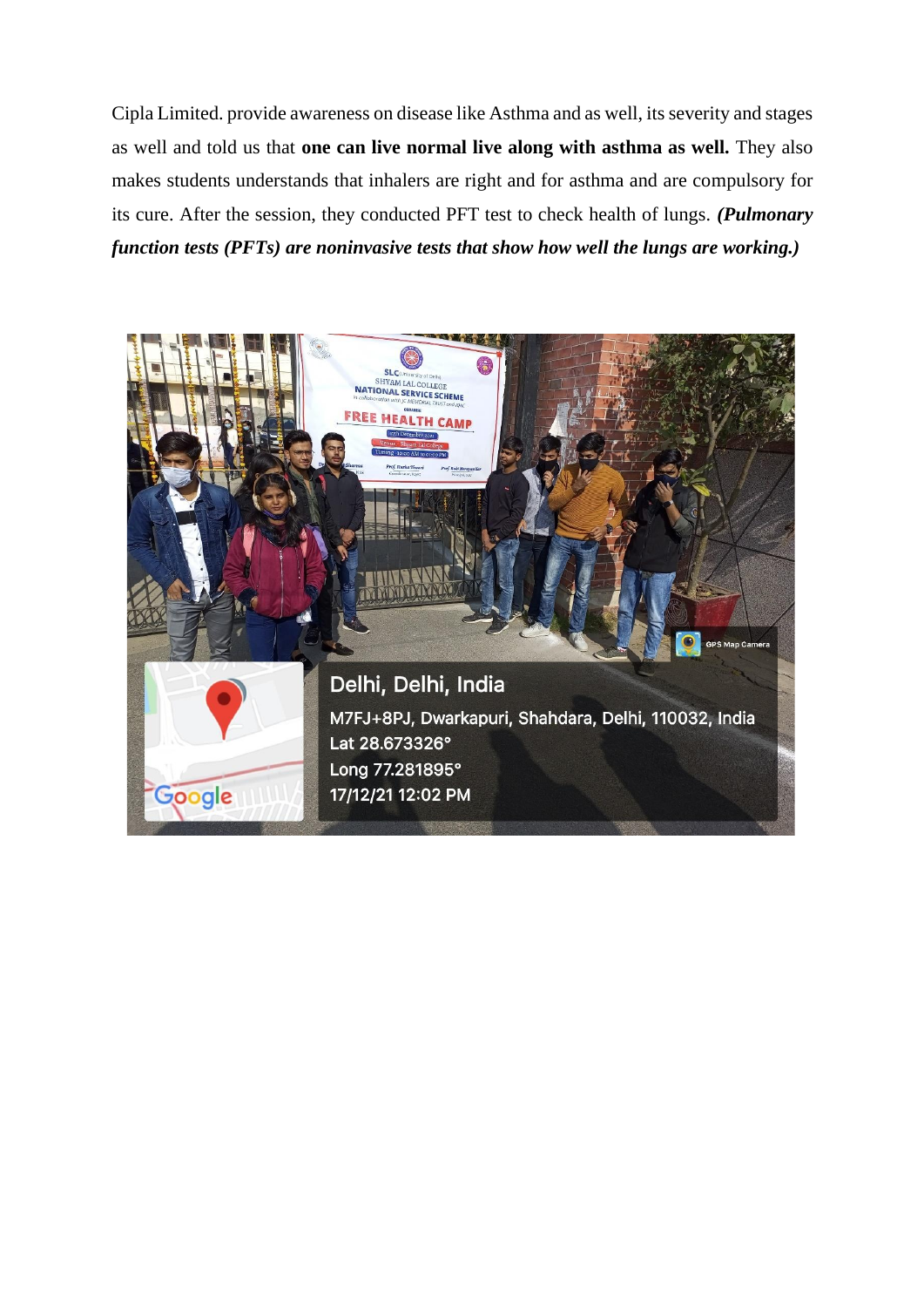Cipla Limited. provide awareness on disease like Asthma and as well, its severity and stages as well and told us that **one can live normal live along with asthma as well.** They also makes students understands that inhalers are right and for asthma and are compulsory for its cure. After the session, they conducted PFT test to check health of lungs. ***(Pulmonary function tests (PFTs) are noninvasive tests that show how well the lungs are working.)***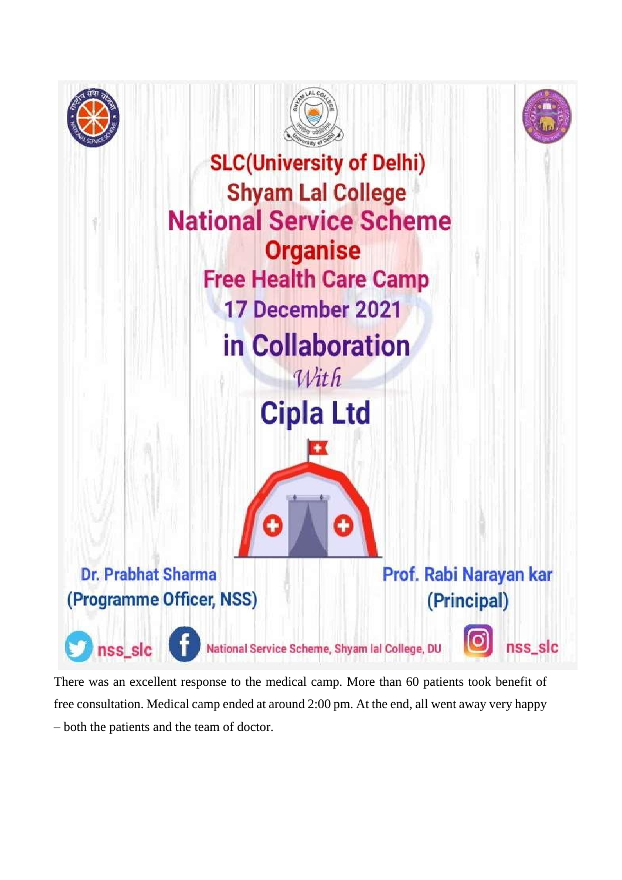SLC(University of Delhi)
Shyam Lal College
National Service Scheme
Organise
Free Health Care Camp
17 December 2021
in Collaboration
With
Cipla Ltd

Dr. Prabhat Sharma
(Programme Officer, NSS)

Prof. Rabi Narayan kar
(Principal)

nss_slc | National Service Scheme, Shyam lal College, DU | nss_slc

There was an excellent response to the medical camp. More than 60 patients took benefit of free consultation. Medical camp ended at around 2:00 pm. At the end, all went away very happy – both the patients and the team of doctor.